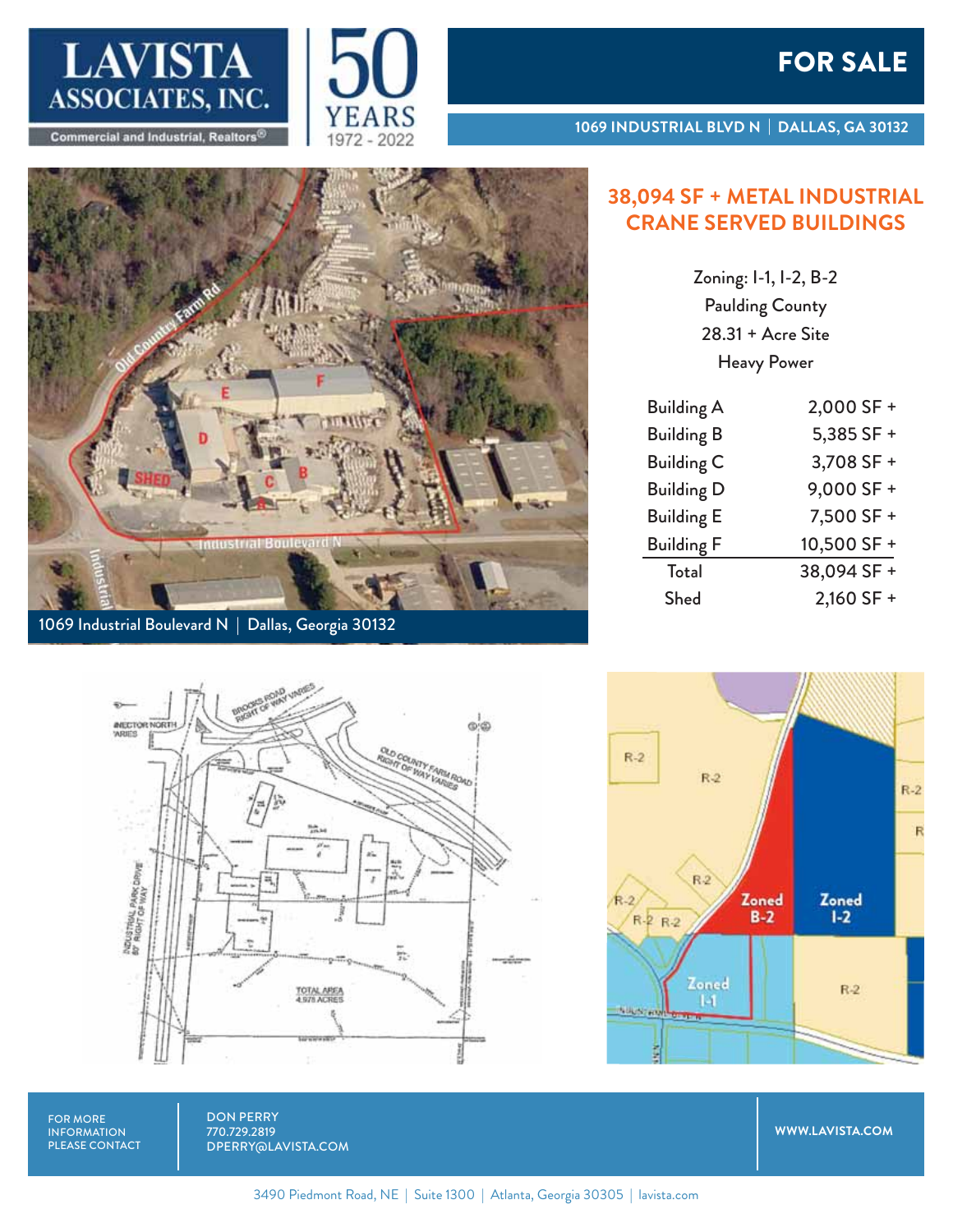LAVISTA ASSOCIATES, INC.

Commercial and Industrial, Realtors®

50 YEARS 1972 - 2022

# FOR SALE

**1069 INDUSTRIAL BLVD N | DALLAS, GA 30132**

1069 Industrial Boulevard N | Dallas, Georgia 30132

## 38,094 SF + METAL INDUSTRIAL CRANE SERVED BUILDINGS

Zoning: I-1, I-2, B-2
Paulding County
28.31 + Acre Site
Heavy Power

| | |
|---|---|
| Building A | 2,000 SF + |
| Building B | 5,385 SF + |
| Building C | 3,708 SF + |
| Building D | 9,000 SF + |
| Building E | 7,500 SF + |
| Building F | 10,500 SF + |
| Total | 38,094 SF + |
| Shed | 2,160 SF + |

FOR MORE INFORMATION PLEASE CONTACT

DON PERRY
770.729.2819
DPERRY@LAVISTA.COM

WWW.LAVISTA.COM

3490 Piedmont Road, NE | Suite 1300 | Atlanta, Georgia 30305 | lavista.com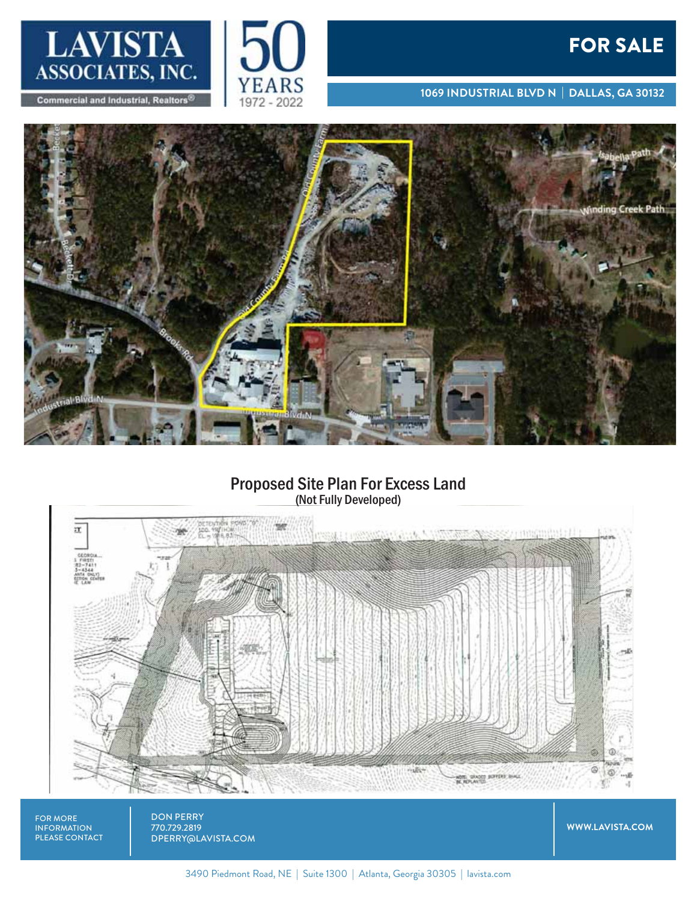# LAVISTA ASSOCIATES, INC.

Commercial and Industrial, Realtors®

50 YEARS 1972 - 2022

## FOR SALE

**1069 INDUSTRIAL BLVD N | DALLAS, GA 30132**

Isabella Path

Winding Creek Path

Old County Farm Rd

Beckett Dr

Brooks Rd

Industrial Blvd N

## Proposed Site Plan For Excess Land

(Not Fully Developed)

FOR MORE INFORMATION PLEASE CONTACT

DON PERRY
770.729.2819
DPERRY@LAVISTA.COM

WWW.LAVISTA.COM

3490 Piedmont Road, NE | Suite 1300 | Atlanta, Georgia 30305 | lavista.com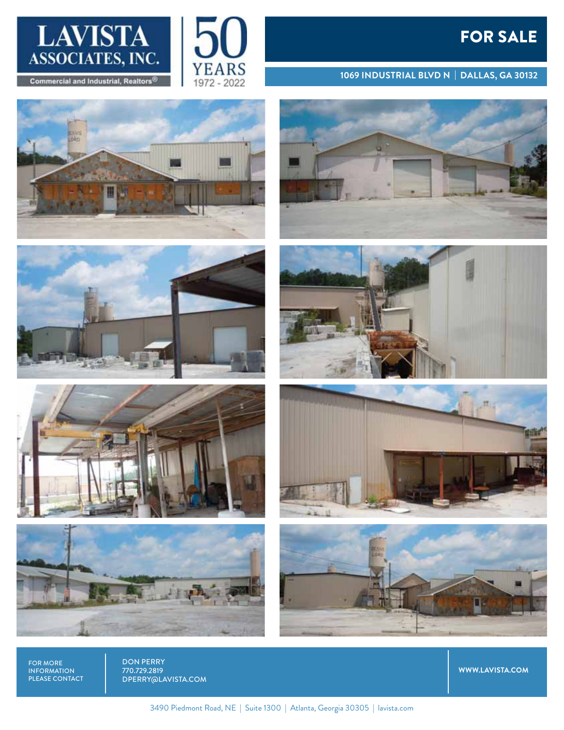LAVISTA ASSOCIATES, INC.

Commercial and Industrial, Realtors®

50 YEARS 1972 - 2022

# FOR SALE

**1069 INDUSTRIAL BLVD N | DALLAS, GA 30132**

FOR MORE INFORMATION PLEASE CONTACT

DON PERRY
770.729.2819
DPERRY@LAVISTA.COM

WWW.LAVISTA.COM

3490 Piedmont Road, NE | Suite 1300 | Atlanta, Georgia 30305 | lavista.com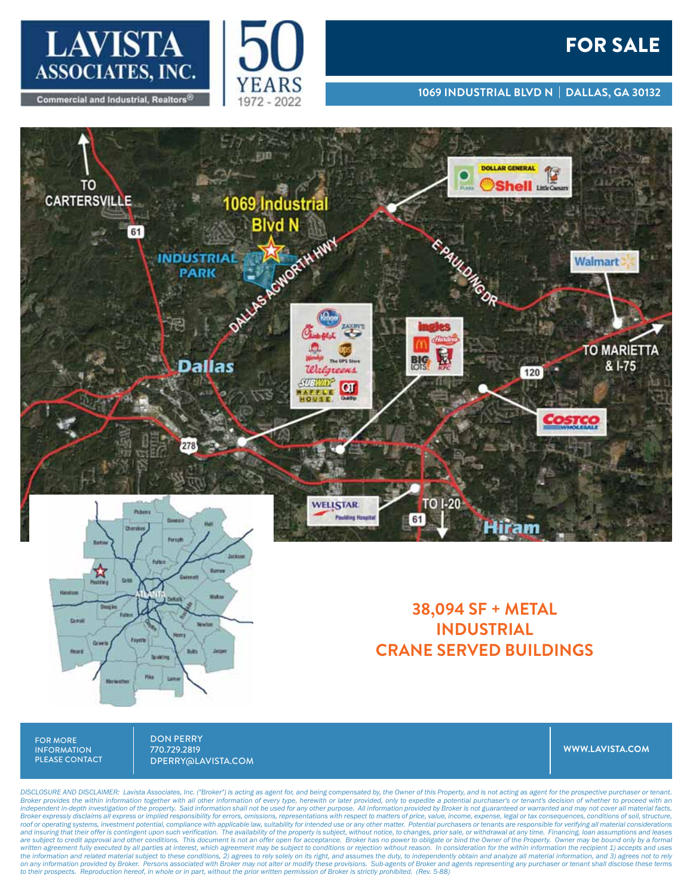LAVISTA ASSOCIATES, INC.

Commercial and Industrial, Realtors®

50 YEARS 1972 - 2022

# FOR SALE

**1069 INDUSTRIAL BLVD N | DALLAS, GA 30132**

TO CARTERSVILLE

1069 Industrial Blvd N

INDUSTRIAL PARK

DALLAS ACWORTH HWY

E PAULDING DR

Dallas

TO MARIETTA & I-75

TO I-20

Hiram

61

120

278

## 38,094 SF + METAL INDUSTRIAL CRANE SERVED BUILDINGS

FOR MORE INFORMATION PLEASE CONTACT

DON PERRY
770.729.2819
DPERRY@LAVISTA.COM

WWW.LAVISTA.COM

*DISCLOSURE AND DISCLAIMER: Lavista Associates, Inc. ("Broker") is acting as agent for, and being compensated by, the Owner of this Property, and is not acting as agent for the prospective purchaser or tenant. Broker provides the within information together with all other information of every type, herewith or later provided, only to expedite a potential purchaser's or tenant's decision of whether to proceed with an independent in-depth investigation of the property. Said information shall not be used for any other purpose. All information provided by Broker is not guaranteed or warranted and may not cover all material facts. Broker expressly disclaims all express or implied responsibility for errors, omissions, representations with respect to matters of price, value, income, expense, legal or tax consequences, conditions of soil, structure, roof or operating systems, investment potential, compliance with applicable law, suitability for intended use or any other matter. Potential purchasers or tenants are responsible for verifying all material considerations and insuring that their offer is contingent upon such verification. The availability of the property is subject, without notice, to changes, prior sale, or withdrawal at any time. Financing, loan assumptions and leases are subject to credit approval and other conditions. This document is not an offer open for acceptance. Broker has no power to obligate or bind the Owner of the Property. Owner may be bound only by a formal written agreement fully executed by all parties at interest, which agreement may be subject to conditions or rejection without reason. In consideration for the within information the recipient 1) accepts and uses the information and related material subject to these conditions, 2) agrees to rely solely on its right, and assumes the duty, to independently obtain and analyze all material information, and 3) agrees not to rely on any information provided by Broker. Persons associated with Broker may not alter or modify these provisions. Sub-agents of Broker and agents representing any purchaser or tenant shall disclose these terms to their prospects. Reproduction hereof, in whole or in part, without the prior written permission of Broker is strictly prohibited. (Rev. 5-88)*